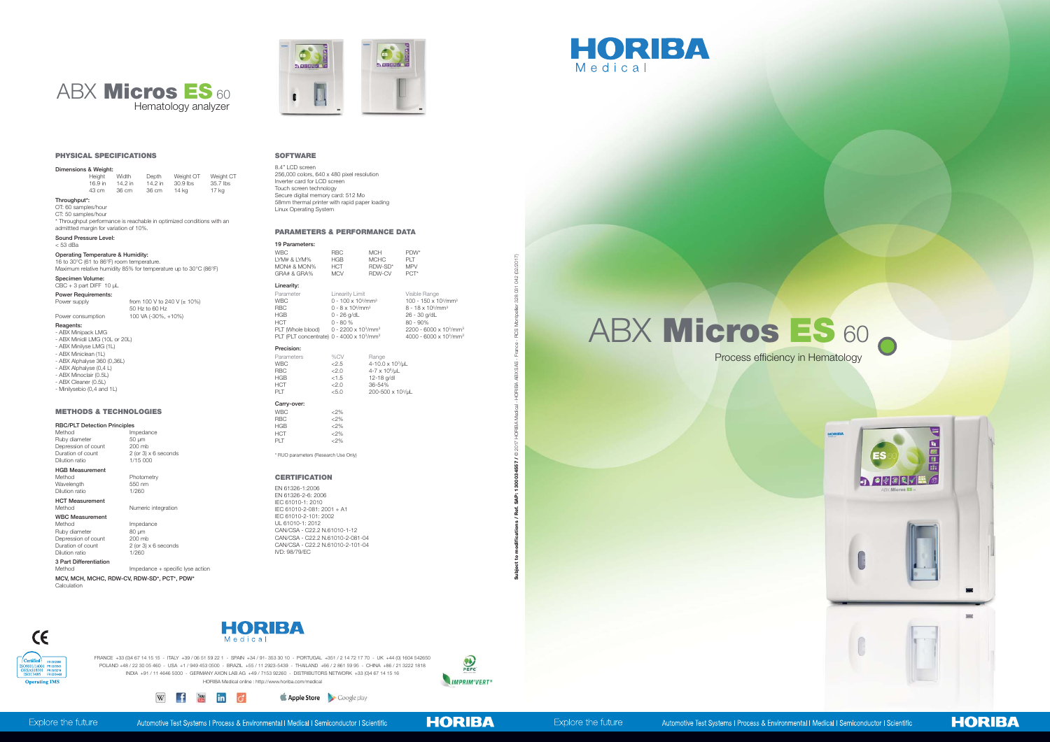# ABX **Micros ES** 60

Hematology analyzer

## PHYSICAL SPECIFICATIONS

### Dimensions & Weight:

| Height | Width | Depth | Weight OT | Weight CT |
|---|---|---|---|---|
| 16.9 in | 14.2 in | 14.2 in | 30.9 lbs | 35.7 lbs |
| 43 cm | 36 cm | 36 cm | 14 kg | 17 kg |

### Throughput*:

OT: 60 samples/hour
CT: 50 samples/hour
* Throughput performance is reachable in optimized conditions with an admitted margin for variation of 10%.

### Sound Pressure Level:

< 53 dBa

### Operating Temperature & Humidity:

16 to 30°C (61 to 86°F) room temperature.
Maximum relative humidity 85% for temperature up to 30°C (86°F)

### Specimen Volume:

CBC + 3 part DIFF 10 µL

### Power Requirements:

| | |
|---|---|
| Power supply | from 100 V to 240 V (± 10%) 50 Hz to 60 Hz |
| Power consumption | 100 VA (-30%, +10%) |

### Reagents:

- ABX Minipack LMG
- ABX Minidil LMG (10L or 20L)
- ABX Minilyse LMG (1L)
- ABX Miniclean (1L)
- ABX Alphalyse 360 (0,36L)
- ABX Alphalyse (0,4 L)
- ABX Minoclair (0.5L)
- ABX Cleaner (0.5L)
- Minilysebio (0,4 and 1L)

## METHODS & TECHNOLOGIES

### RBC/PLT Detection Principles

| | |
|---|---|
| Method | Impedance |
| Ruby diameter | 50 µm |
| Depression of count | 200 mb |
| Duration of count | 2 (or 3) x 6 seconds |
| Dilution ratio | 1/15 000 |

### HGB Measurement

| | |
|---|---|
| Method | Photometry |
| Wavelength | 550 nm |
| Dilution ratio | 1/260 |

### HCT Measurement

| | |
|---|---|
| Method | Numeric integration |

### WBC Measurement

| | |
|---|---|
| Method | Impedance |
| Ruby diameter | 80 µm |
| Depression of count | 200 mb |
| Duration of count | 2 (or 3) x 6 seconds |
| Dilution ratio | 1/260 |

### 3 Part Differentiation

| | |
|---|---|
| Method | Impedance + specific lyse action |

### MCV, MCH, MCHC, RDW-CV, RDW-SD*, PCT*, PDW*

Calculation

## SOFTWARE

8.4" LCD screen
256,000 colors, 640 x 480 pixel resolution
Inverter card for LCD screen
Touch screen technology
Secure digital memory card: 512 Mo
58mm thermal printer with rapid paper loading
Linux Operating System

## PARAMETERS & PERFORMANCE DATA

### 19 Parameters:

| | | | |
|---|---|---|---|
| WBC | RBC | MCH | PDW* |
| LYM# & LYM% | HGB | MCHC | PLT |
| MON# & MON% | HCT | RDW-SD* | MPV |
| GRA# & GRA% | MCV | RDW-CV | PCT* |

### Linearity:

| Parameter | Linearity Limit | Visible Range |
|---|---|---|
| WBC | $0 - 100 \times 10^3/mm^3$ | $100 - 150 \times 10^3/mm^3$ |
| RBC | $0 - 8 \times 10^6/mm^3$ | $8 - 18 \times 10^6/mm^3$ |
| HGB | 0 - 26 g/dL | 26 - 30 g/dL |
| HCT | 0 - 80 % | 80 - 90% |
| PLT (Whole blood) | $0 - 2200 \times 10^3/mm^3$ | $2200 - 6000 \times 10^3/mm^3$ |
| PLT (PLT concentrate) | $0 - 4000 \times 10^3/mm^3$ | $4000 - 6000 \times 10^3/mm^3$ |

### Precision:

| Parameters | %CV | Range |
|---|---|---|
| WBC | <2.5 | $4\text{-}10.0 \times 10^3/\mu L$ |
| RBC | <2.0 | $4\text{-}7 \times 10^6/\mu L$ |
| HGB | <1.5 | 12-18 g/dl |
| HCT | <2.0 | 36-54% |
| PLT | <5.0 | $200\text{-}500 \times 10^3/\mu L$ |

### Carry-over:

| | |
|---|---|
| WBC | <2% |
| RBC | <2% |
| HGB | <2% |
| HCT | <2% |
| PLT | <2% |

* RUO parameters (Research Use Only)

## CERTIFICATION

EN 61326-1:2006
EN 61326-2-6: 2006
IEC 61010-1: 2010
IEC 61010-2-081: 2001 + A1
IEC 61010-2-101: 2002
UL 61010-1: 2012
CAN/CSA - C22.2 N.61010-1-12
CAN/CSA - C22.2 N.61010-2-081-04
CAN/CSA - C22.2 N.61010-2-101-04
IVD: 98/79/EC

**Subject to modifications / Ref. SAP: 1300034657 /** © 2017 HORIBA Medical - HORIBA ABX SAS - France - RCS Montpellier 328 031 042 (02/2017)

HORIBA Medical

FRANCE +33 (0)4 67 14 15 15 - ITALY +39 / 06 51 59 22 1 - SPAIN +34 / 91- 353 30 10 - PORTUGAL +351 / 2 14 72 17 70 - UK +44 (0) 1604 542650
POLAND +48 / 22 30 05 460 - USA +1 / 949 453 0500 - BRAZIL +55 / 11 2923-5439 - THAILAND +66 / 2 861 59 95 - CHINA +86 / 21 3222 1818
INDIA +91 / 11 4646 5000 - GERMANY AXON LAB AG +49 / 7153 92260 - DISTRIBUTORS NETWORK +33 (0)4 67 14 15 16
HORIBA Medical online : http://www.horiba.com/medical

Apple Store Google play

Explore the future — Automotive Test Systems | Process & Environmental | Medical | Semiconductor | Scientific — HORIBA

HORIBA Medical

# ABX **Micros ES** 60

Process efficiency in Hematology

Explore the future — Automotive Test Systems | Process & Environmental | Medical | Semiconductor | Scientific — HORIBA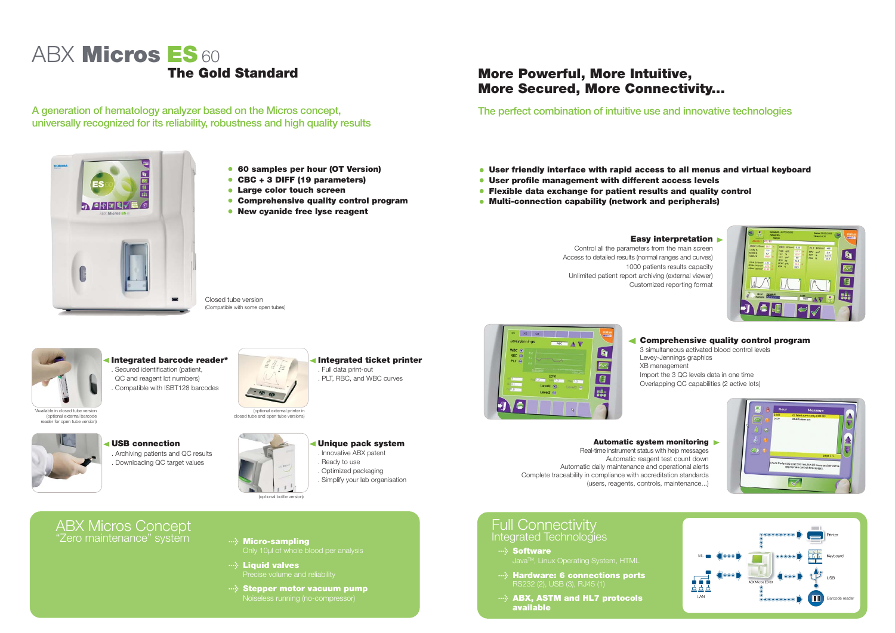# ABX Micros ES 60

## The Gold Standard

A generation of hematology analyzer based on the Micros concept, universally recognized for its reliability, robustness and high quality results

- **60 samples per hour (OT Version)**
- **CBC + 3 DIFF (19 parameters)**
- **Large color touch screen**
- **Comprehensive quality control program**
- **New cyanide free lyse reagent**

Closed tube version
(Compatible with some open tubes)

### Integrated barcode reader*

. Secured identification (patient, QC and reagent lot numbers)
. Compatible with ISBT128 barcodes

*Available in closed tube version (optional external barcode reader for open tube version)

### Integrated ticket printer

. Full data print-out
. PLT, RBC, and WBC curves

(optional external printer in closed tube and open tube versions)

### USB connection

. Archiving patients and QC results
. Downloading QC target values

### Unique pack system

. Innovative ABX patent
. Ready to use
. Optimized packaging
. Simplify your lab organisation

(optional bottle version)

## ABX Micros Concept

"Zero maintenance" system

- **Micro-sampling**
  Only 10µl of whole blood per analysis
- **Liquid valves**
  Precise volume and reliability
- **Stepper motor vacuum pump**
  Noiseless running (no-compressor)

## More Powerful, More Intuitive, More Secured, More Connectivity...

The perfect combination of intuitive use and innovative technologies

- **User friendly interface with rapid access to all menus and virtual keyboard**
- **User profile management with different access levels**
- **Flexible data exchange for patient results and quality control**
- **Multi-connection capability (network and peripherals)**

### Easy interpretation

Control all the parameters from the main screen
Access to detailed results (normal ranges and curves)
1000 patients results capacity
Unlimited patient report archiving (external viewer)
Customized reporting format

### Comprehensive quality control program

3 simultaneous activated blood control levels
Levey-Jennings graphics
XB management
Import the 3 QC levels data in one time
Overlapping QC capabilities (2 active lots)

### Automatic system monitoring

Real-time instrument status with help messages
Automatic reagent test count down
Automatic daily maintenance and operational alerts
Complete traceability in compliance with accreditation standards (users, reagents, controls, maintenance...)

## Full Connectivity

Integrated Technologies

- **Software**
  Java™, Linux Operating System, HTML
- **Hardware: 6 connections ports**
  RS232 (2), USB (3), RJ45 (1)
- **ABX, ASTM and HL7 protocols available**

ML
LAN
ABX Micros ES 60
Printer
Keyboard
USB
Barcode reader